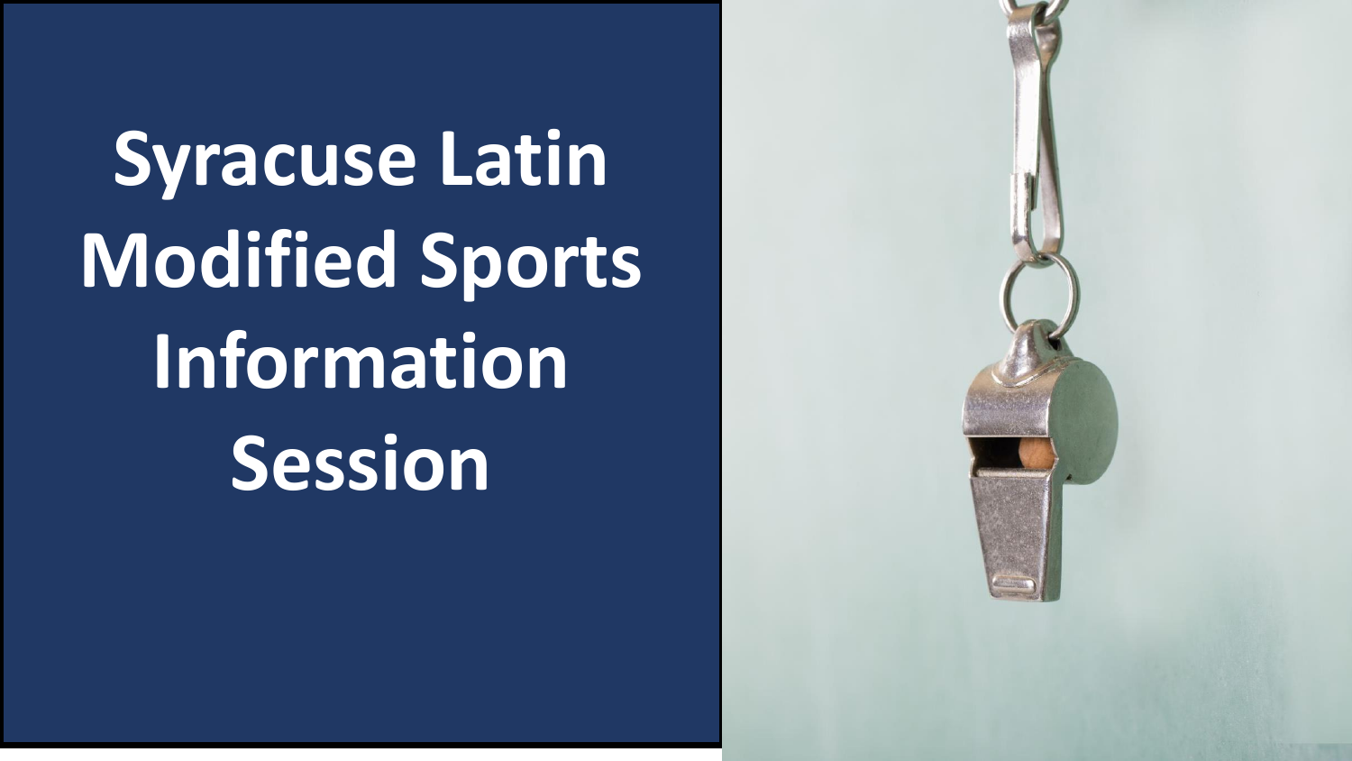# Syracuse Latin Modified Sports Information Session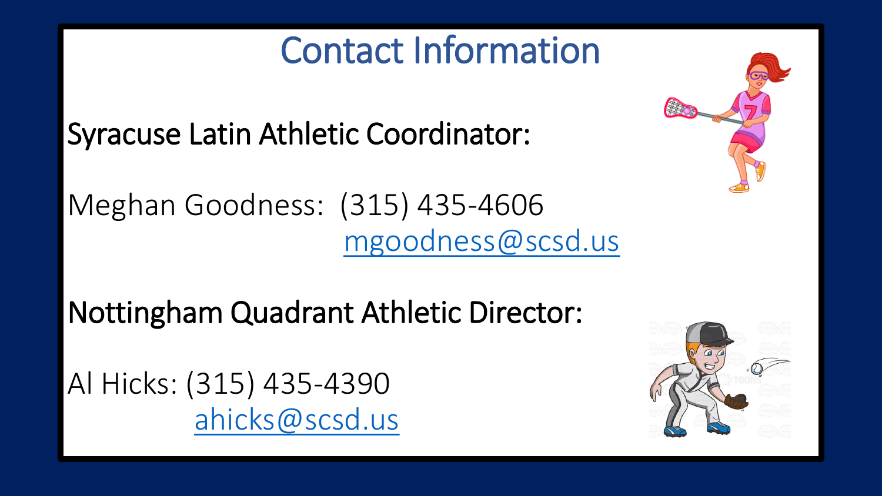# Contact Information

## Syracuse Latin Athletic Coordinator:

Meghan Goodness: (315) 435-4606
mgoodness@scsd.us

## Nottingham Quadrant Athletic Director:

Al Hicks: (315) 435-4390
ahicks@scsd.us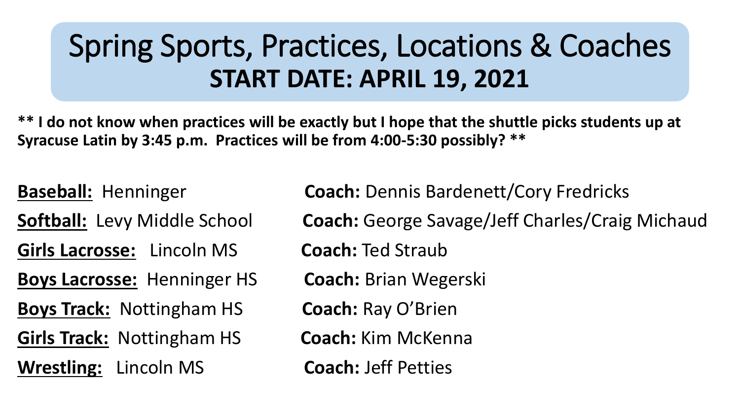# Spring Sports, Practices, Locations & Coaches
## START DATE: APRIL 19, 2021

**** I do not know when practices will be exactly but I hope that the shuttle picks students up at Syracuse Latin by 3:45 p.m. Practices will be from 4:00-5:30 possibly? ****

**Baseball:** Henninger — **Coach:** Dennis Bardenett/Cory Fredricks

**Softball:** Levy Middle School — **Coach:** George Savage/Jeff Charles/Craig Michaud

**Girls Lacrosse:** Lincoln MS — **Coach:** Ted Straub

**Boys Lacrosse:** Henninger HS — **Coach:** Brian Wegerski

**Boys Track:** Nottingham HS — **Coach:** Ray O'Brien

**Girls Track:** Nottingham HS — **Coach:** Kim McKenna

**Wrestling:** Lincoln MS — **Coach:** Jeff Petties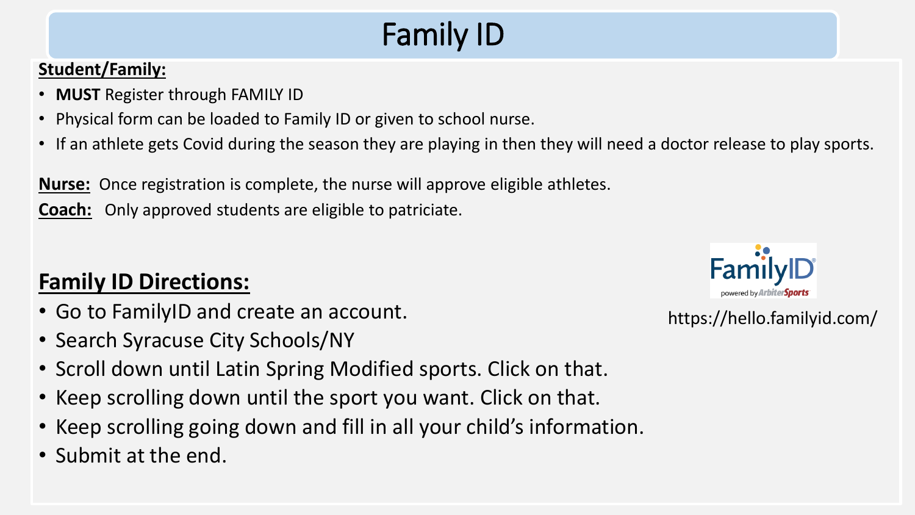# Family ID

**Student/Family:**

- **MUST** Register through FAMILY ID
- Physical form can be loaded to Family ID or given to school nurse.
- If an athlete gets Covid during the season they are playing in then they will need a doctor release to play sports.

**Nurse:** Once registration is complete, the nurse will approve eligible athletes.

**Coach:** Only approved students are eligible to patriciate.

## Family ID Directions:

- Go to FamilyID and create an account.
- Search Syracuse City Schools/NY
- Scroll down until Latin Spring Modified sports. Click on that.
- Keep scrolling down until the sport you want. Click on that.
- Keep scrolling going down and fill in all your child's information.
- Submit at the end.

FamilyID powered by ArbiterSports

https://hello.familyid.com/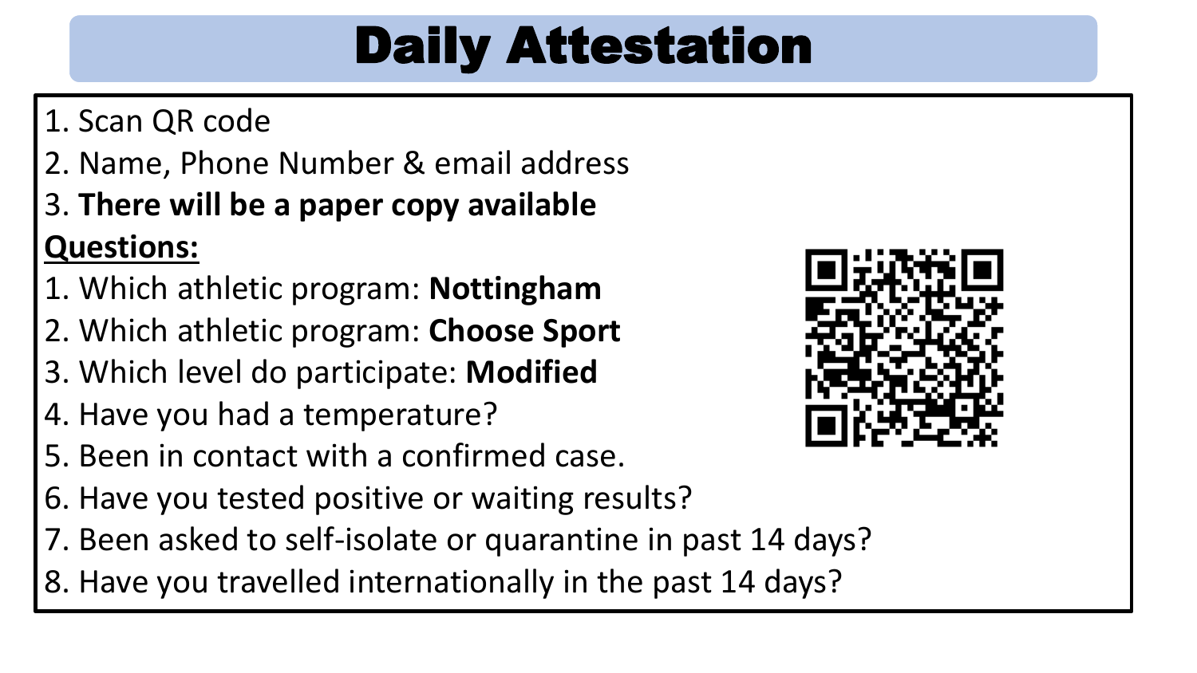# Daily Attestation

1. Scan QR code
2. Name, Phone Number & email address
3. **There will be a paper copy available**

**Questions:**

1. Which athletic program: **Nottingham**
2. Which athletic program: **Choose Sport**
3. Which level do participate: **Modified**
4. Have you had a temperature?
5. Been in contact with a confirmed case.
6. Have you tested positive or waiting results?
7. Been asked to self-isolate or quarantine in past 14 days?
8. Have you travelled internationally in the past 14 days?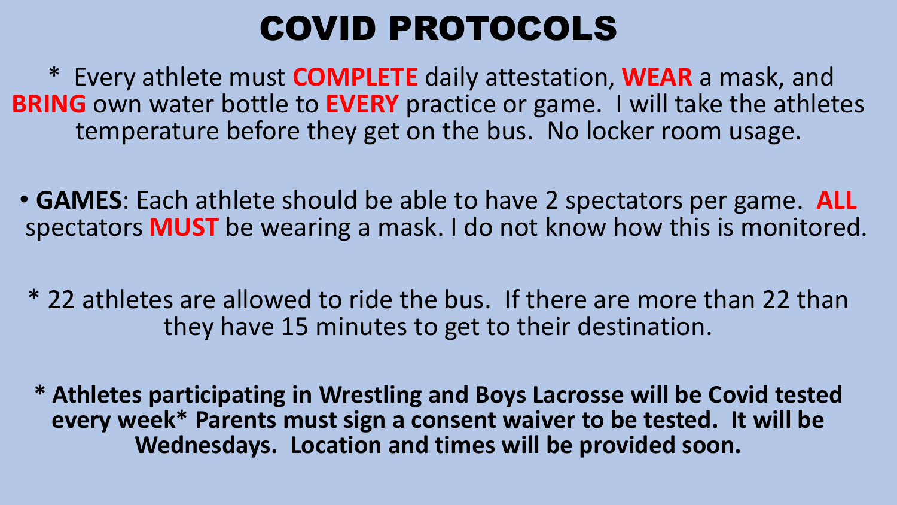# COVID PROTOCOLS

* Every athlete must **COMPLETE** daily attestation, **WEAR** a mask, and **BRING** own water bottle to **EVERY** practice or game. I will take the athletes temperature before they get on the bus. No locker room usage.

• **GAMES**: Each athlete should be able to have 2 spectators per game. **ALL** spectators **MUST** be wearing a mask. I do not know how this is monitored.

* 22 athletes are allowed to ride the bus. If there are more than 22 than they have 15 minutes to get to their destination.

**\* Athletes participating in Wrestling and Boys Lacrosse will be Covid tested every week\* Parents must sign a consent waiver to be tested. It will be Wednesdays. Location and times will be provided soon.**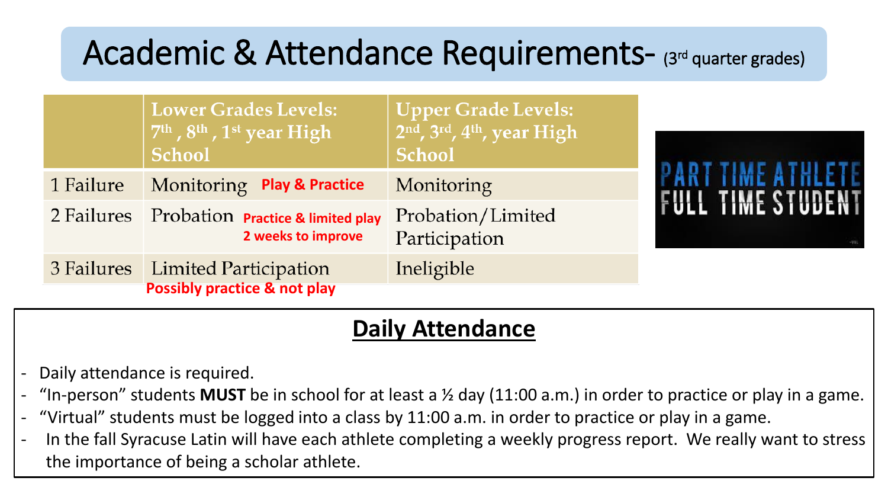# Academic & Attendance Requirements- (3rd quarter grades)

| | Lower Grades Levels: 7th, 8th, 1st year High School | Upper Grade Levels: 2nd, 3rd, 4th, year High School |
|---|---|---|
| 1 Failure | Monitoring **Play & Practice** | Monitoring |
| 2 Failures | Probation **Practice & limited play 2 weeks to improve** | Probation/Limited Participation |
| 3 Failures | Limited Participation **Possibly practice & not play** | Ineligible |

PART TIME ATHLETE
FULL TIME STUDENT

## Daily Attendance

- Daily attendance is required.
- "In-person" students **MUST** be in school for at least a ½ day (11:00 a.m.) in order to practice or play in a game.
- "Virtual" students must be logged into a class by 11:00 a.m. in order to practice or play in a game.
- In the fall Syracuse Latin will have each athlete completing a weekly progress report. We really want to stress the importance of being a scholar athlete.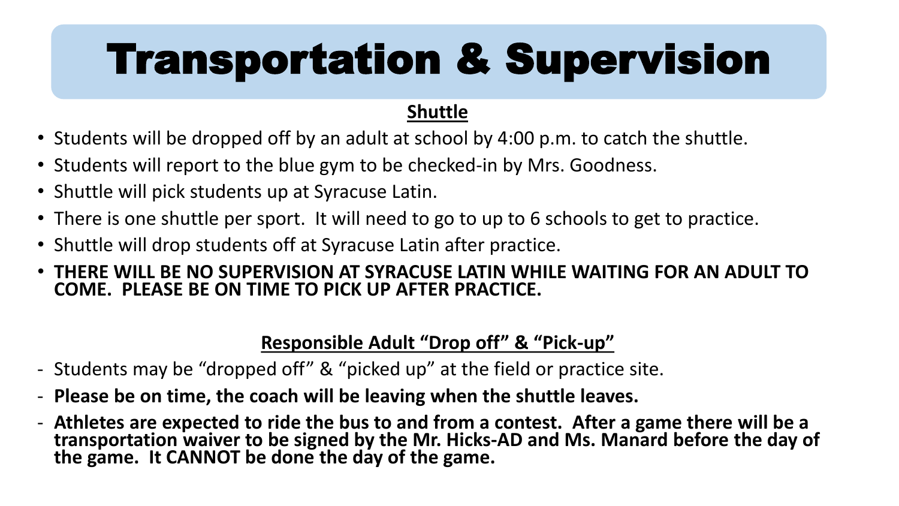# Transportation & Supervision

**Shuttle**

- Students will be dropped off by an adult at school by 4:00 p.m. to catch the shuttle.
- Students will report to the blue gym to be checked-in by Mrs. Goodness.
- Shuttle will pick students up at Syracuse Latin.
- There is one shuttle per sport. It will need to go to up to 6 schools to get to practice.
- Shuttle will drop students off at Syracuse Latin after practice.
- **THERE WILL BE NO SUPERVISION AT SYRACUSE LATIN WHILE WAITING FOR AN ADULT TO COME. PLEASE BE ON TIME TO PICK UP AFTER PRACTICE.**

**Responsible Adult "Drop off" & "Pick-up"**

- Students may be "dropped off" & "picked up" at the field or practice site.
- **Please be on time, the coach will be leaving when the shuttle leaves.**
- **Athletes are expected to ride the bus to and from a contest. After a game there will be a transportation waiver to be signed by the Mr. Hicks-AD and Ms. Manard before the day of the game. It CANNOT be done the day of the game.**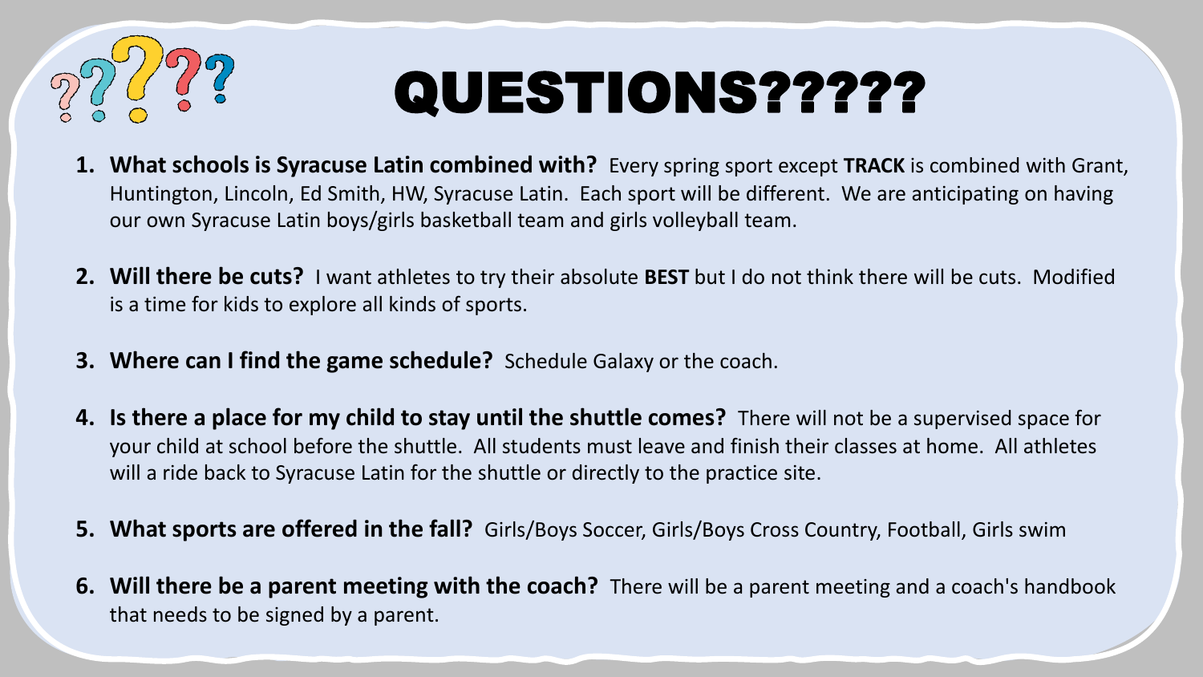# QUESTIONS?????

1. **What schools is Syracuse Latin combined with?** Every spring sport except **TRACK** is combined with Grant, Huntington, Lincoln, Ed Smith, HW, Syracuse Latin. Each sport will be different. We are anticipating on having our own Syracuse Latin boys/girls basketball team and girls volleyball team.

2. **Will there be cuts?** I want athletes to try their absolute **BEST** but I do not think there will be cuts. Modified is a time for kids to explore all kinds of sports.

3. **Where can I find the game schedule?** Schedule Galaxy or the coach.

4. **Is there a place for my child to stay until the shuttle comes?** There will not be a supervised space for your child at school before the shuttle. All students must leave and finish their classes at home. All athletes will a ride back to Syracuse Latin for the shuttle or directly to the practice site.

5. **What sports are offered in the fall?** Girls/Boys Soccer, Girls/Boys Cross Country, Football, Girls swim

6. **Will there be a parent meeting with the coach?** There will be a parent meeting and a coach's handbook that needs to be signed by a parent.